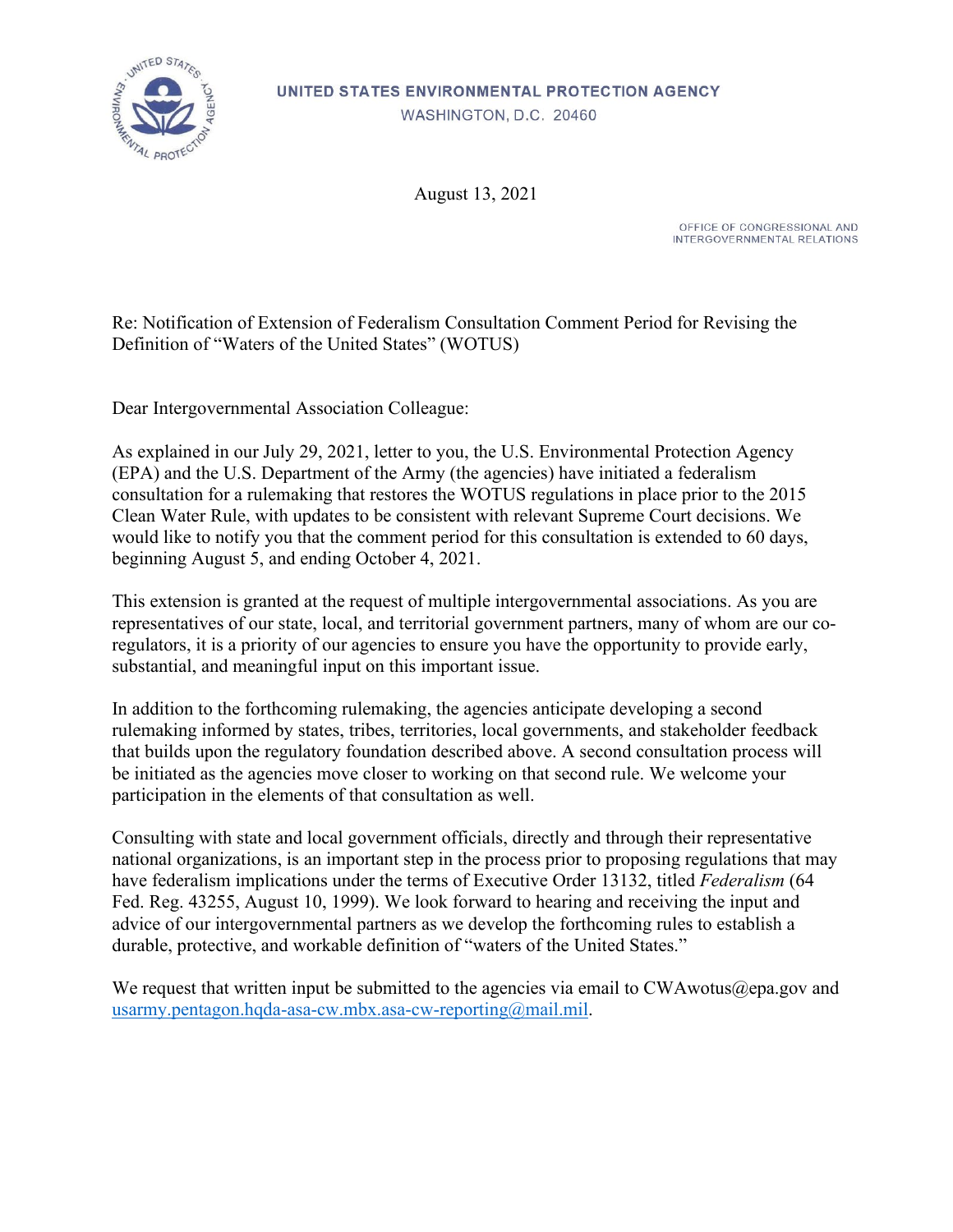UNITED STATES ENVIRONMENTAL PROTECTION AGENCY
WASHINGTON, D.C. 20460

August 13, 2021

OFFICE OF CONGRESSIONAL AND
INTERGOVERNMENTAL RELATIONS

Re: Notification of Extension of Federalism Consultation Comment Period for Revising the Definition of "Waters of the United States" (WOTUS)

Dear Intergovernmental Association Colleague:

As explained in our July 29, 2021, letter to you, the U.S. Environmental Protection Agency (EPA) and the U.S. Department of the Army (the agencies) have initiated a federalism consultation for a rulemaking that restores the WOTUS regulations in place prior to the 2015 Clean Water Rule, with updates to be consistent with relevant Supreme Court decisions. We would like to notify you that the comment period for this consultation is extended to 60 days, beginning August 5, and ending October 4, 2021.

This extension is granted at the request of multiple intergovernmental associations. As you are representatives of our state, local, and territorial government partners, many of whom are our co-regulators, it is a priority of our agencies to ensure you have the opportunity to provide early, substantial, and meaningful input on this important issue.

In addition to the forthcoming rulemaking, the agencies anticipate developing a second rulemaking informed by states, tribes, territories, local governments, and stakeholder feedback that builds upon the regulatory foundation described above. A second consultation process will be initiated as the agencies move closer to working on that second rule. We welcome your participation in the elements of that consultation as well.

Consulting with state and local government officials, directly and through their representative national organizations, is an important step in the process prior to proposing regulations that may have federalism implications under the terms of Executive Order 13132, titled *Federalism* (64 Fed. Reg. 43255, August 10, 1999). We look forward to hearing and receiving the input and advice of our intergovernmental partners as we develop the forthcoming rules to establish a durable, protective, and workable definition of "waters of the United States."

We request that written input be submitted to the agencies via email to CWAwotus@epa.gov and usarmy.pentagon.hqda-asa-cw.mbx.asa-cw-reporting@mail.mil.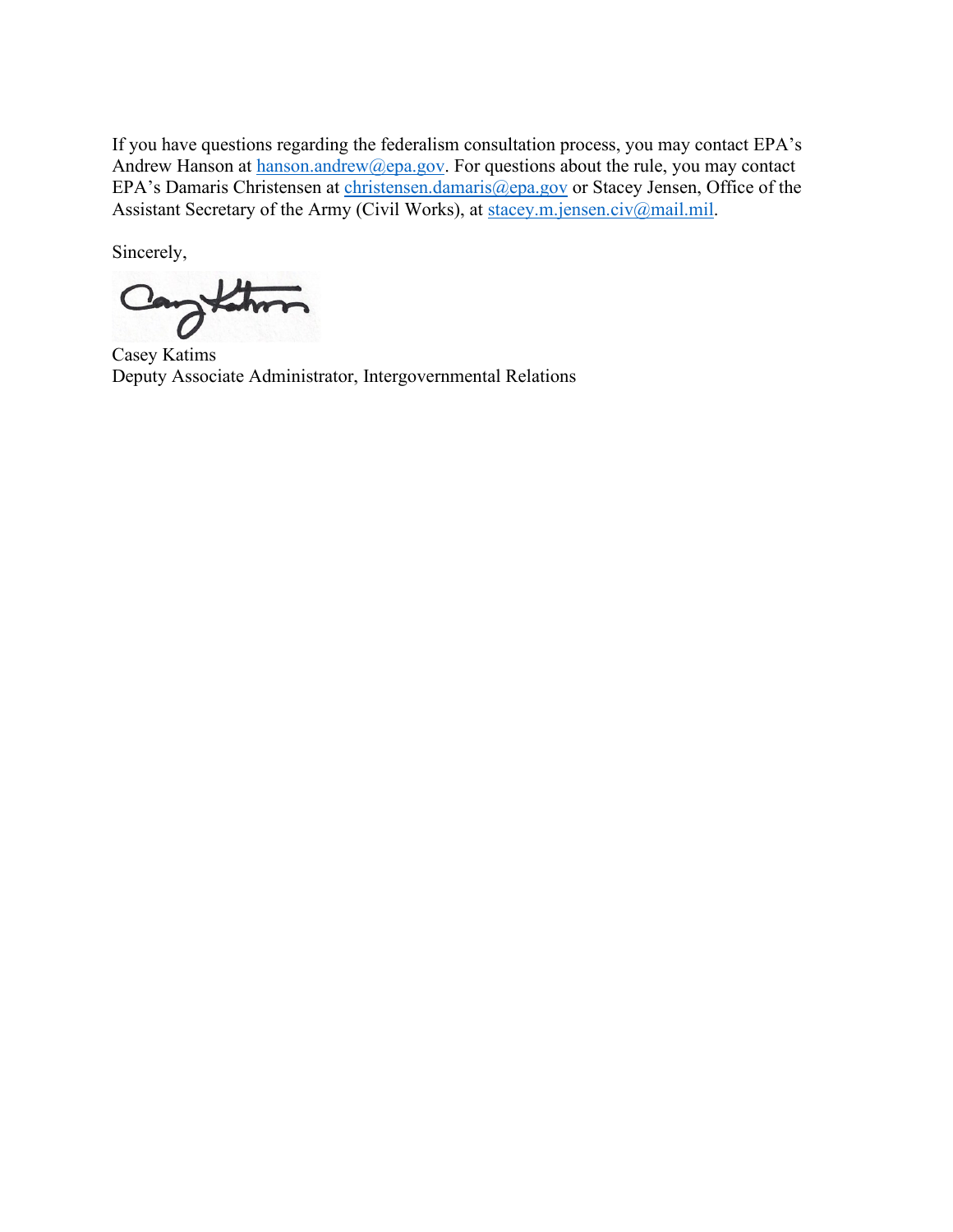If you have questions regarding the federalism consultation process, you may contact EPA's Andrew Hanson at hanson.andrew@epa.gov. For questions about the rule, you may contact EPA's Damaris Christensen at christensen.damaris@epa.gov or Stacey Jensen, Office of the Assistant Secretary of the Army (Civil Works), at stacey.m.jensen.civ@mail.mil.

Sincerely,

Casey Katims
Deputy Associate Administrator, Intergovernmental Relations